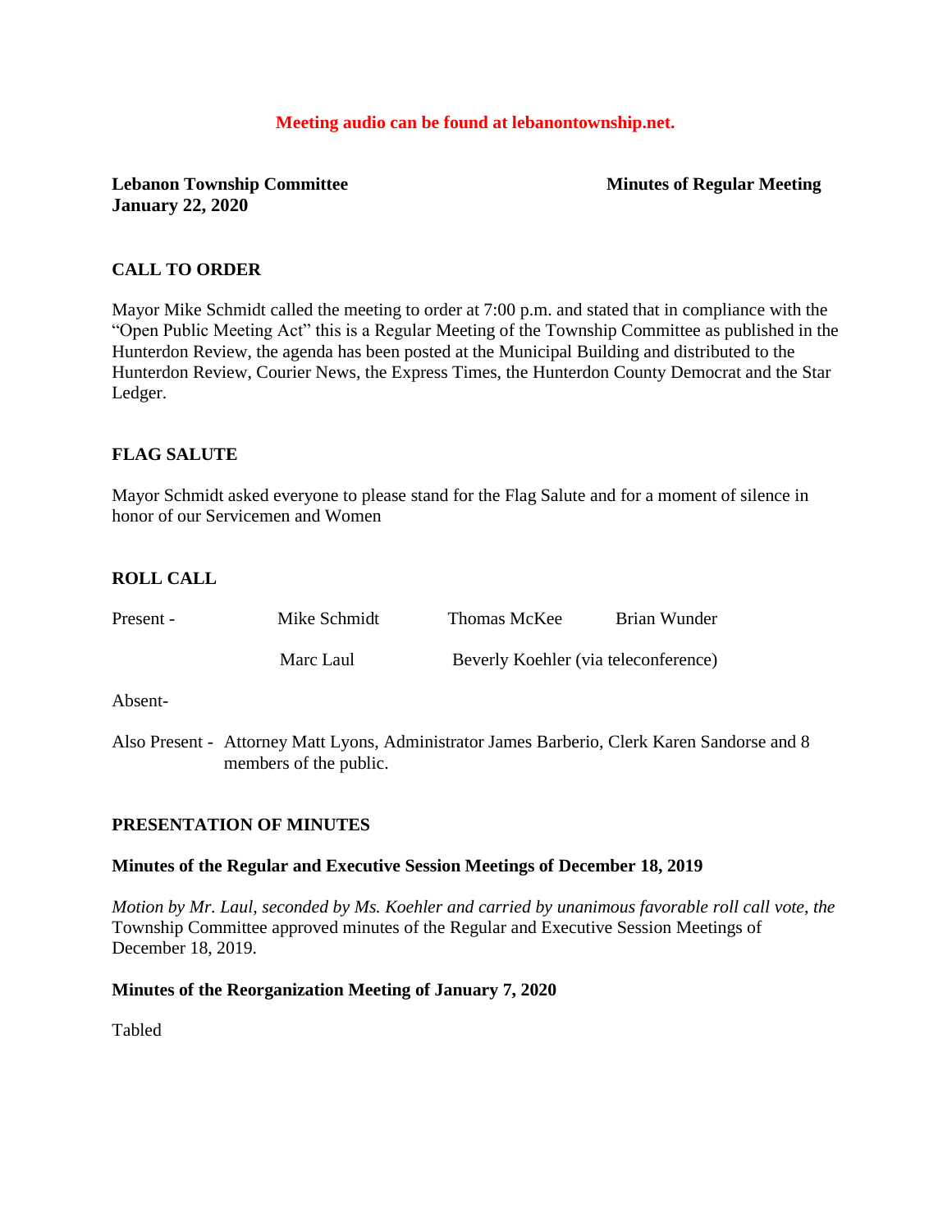**Meeting audio can be found at lebanontownship.net.**

**Lebanon Township Committee** **Minutes of Regular Meeting**
**January 22, 2020**

## CALL TO ORDER

Mayor Mike Schmidt called the meeting to order at 7:00 p.m. and stated that in compliance with the "Open Public Meeting Act" this is a Regular Meeting of the Township Committee as published in the Hunterdon Review, the agenda has been posted at the Municipal Building and distributed to the Hunterdon Review, Courier News, the Express Times, the Hunterdon County Democrat and the Star Ledger.

## FLAG SALUTE

Mayor Schmidt asked everyone to please stand for the Flag Salute and for a moment of silence in honor of our Servicemen and Women

## ROLL CALL

| Present - | Mike Schmidt | Thomas McKee | Brian Wunder |
|---|---|---|---|
| | Marc Laul | Beverly Koehler (via teleconference) | |

Absent-

Also Present - Attorney Matt Lyons, Administrator James Barberio, Clerk Karen Sandorse and 8 members of the public.

## PRESENTATION OF MINUTES

### Minutes of the Regular and Executive Session Meetings of December 18, 2019

*Motion by Mr. Laul, seconded by Ms. Koehler and carried by unanimous favorable roll call vote, the* Township Committee approved minutes of the Regular and Executive Session Meetings of December 18, 2019.

### Minutes of the Reorganization Meeting of January 7, 2020

Tabled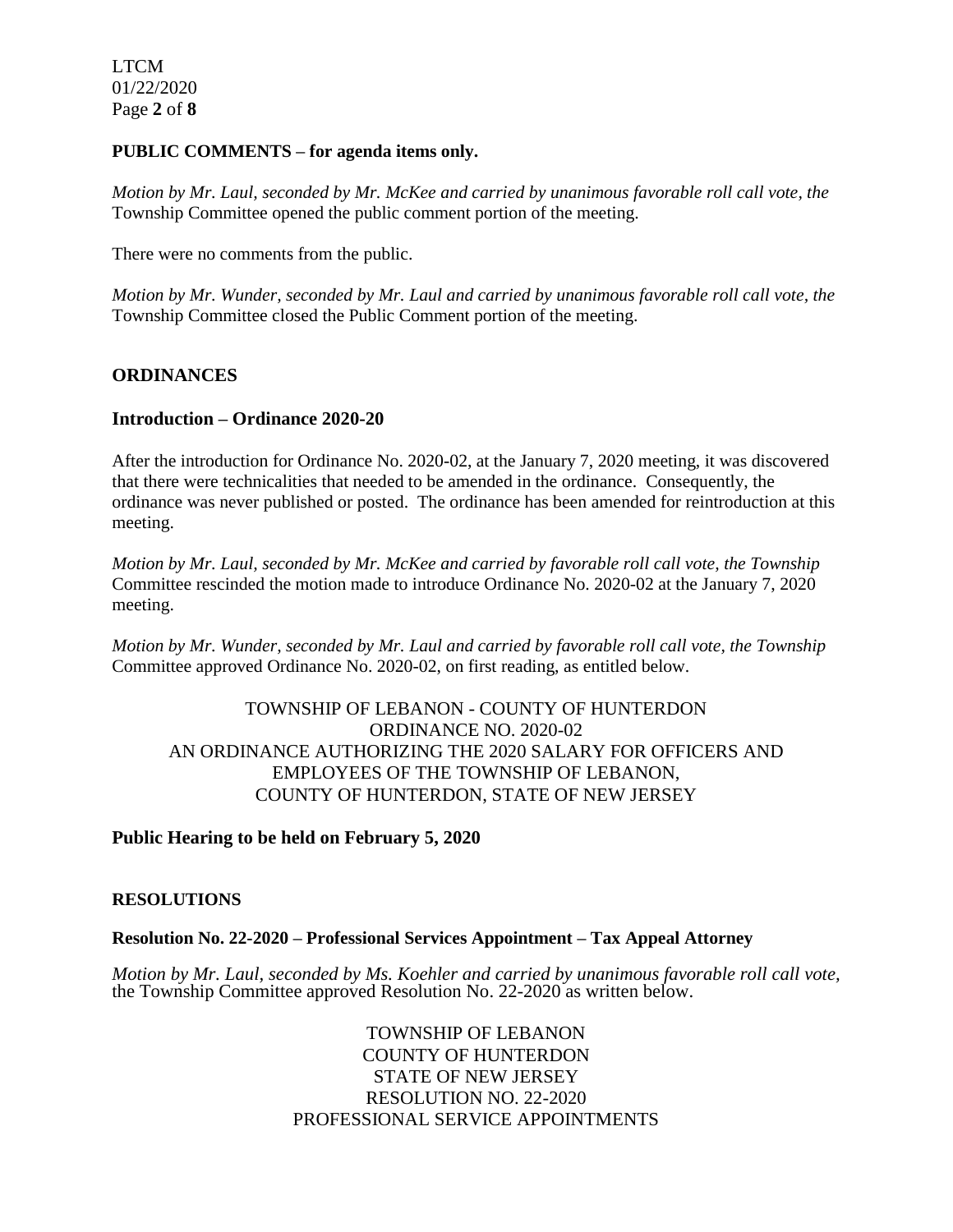**PUBLIC COMMENTS – for agenda items only.**

*Motion by Mr. Laul, seconded by Mr. McKee and carried by unanimous favorable roll call vote, the* Township Committee opened the public comment portion of the meeting.

There were no comments from the public.

*Motion by Mr. Wunder, seconded by Mr. Laul and carried by unanimous favorable roll call vote, the* Township Committee closed the Public Comment portion of the meeting.

## ORDINANCES

### Introduction – Ordinance 2020-20

After the introduction for Ordinance No. 2020-02, at the January 7, 2020 meeting, it was discovered that there were technicalities that needed to be amended in the ordinance. Consequently, the ordinance was never published or posted. The ordinance has been amended for reintroduction at this meeting.

*Motion by Mr. Laul, seconded by Mr. McKee and carried by favorable roll call vote, the Township* Committee rescinded the motion made to introduce Ordinance No. 2020-02 at the January 7, 2020 meeting.

*Motion by Mr. Wunder, seconded by Mr. Laul and carried by favorable roll call vote, the Township* Committee approved Ordinance No. 2020-02, on first reading, as entitled below.

TOWNSHIP OF LEBANON - COUNTY OF HUNTERDON
ORDINANCE NO. 2020-02
AN ORDINANCE AUTHORIZING THE 2020 SALARY FOR OFFICERS AND EMPLOYEES OF THE TOWNSHIP OF LEBANON,
COUNTY OF HUNTERDON, STATE OF NEW JERSEY

**Public Hearing to be held on February 5, 2020**

## RESOLUTIONS

### Resolution No. 22-2020 – Professional Services Appointment – Tax Appeal Attorney

*Motion by Mr. Laul, seconded by Ms. Koehler and carried by unanimous favorable roll call vote,* the Township Committee approved Resolution No. 22-2020 as written below.

TOWNSHIP OF LEBANON
COUNTY OF HUNTERDON
STATE OF NEW JERSEY
RESOLUTION NO. 22-2020
PROFESSIONAL SERVICE APPOINTMENTS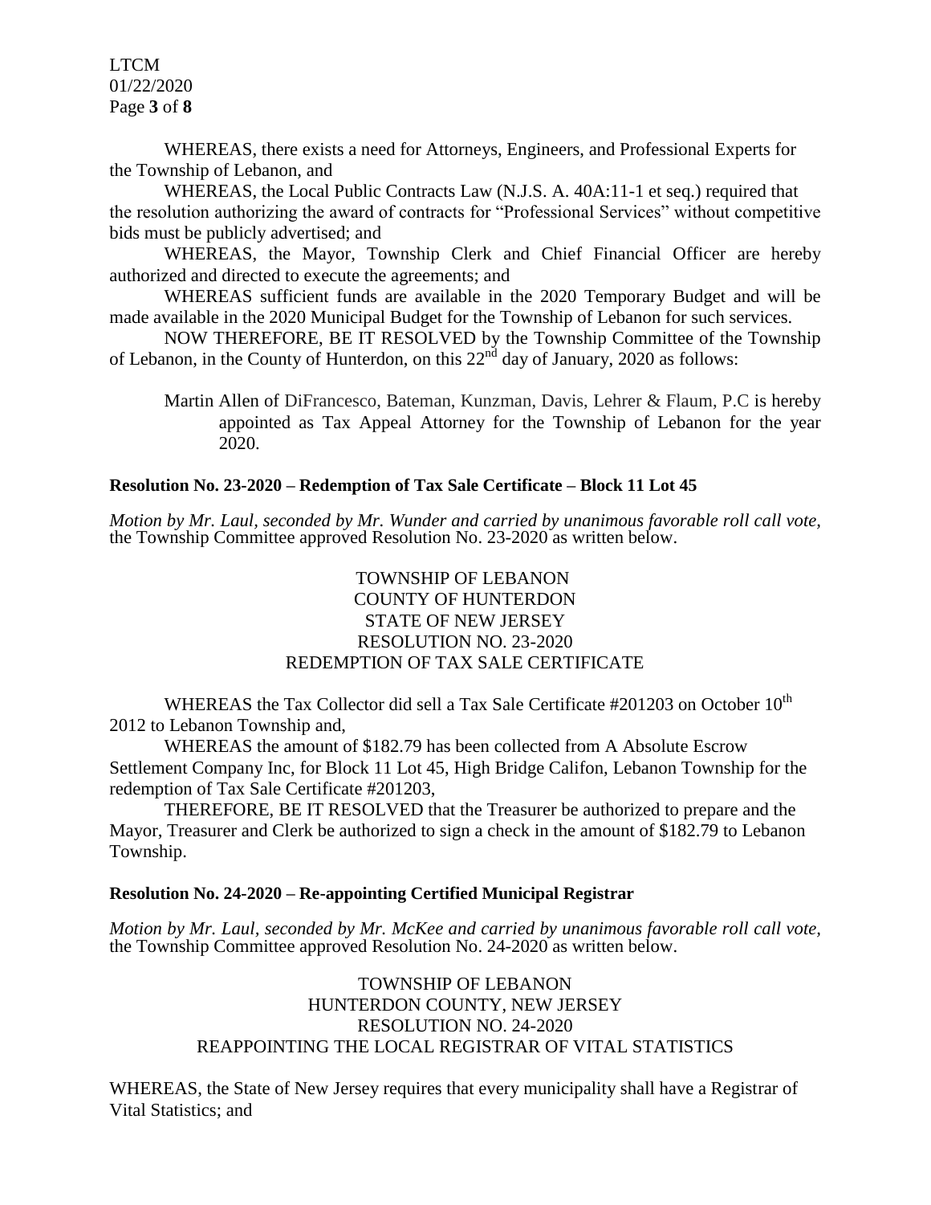WHEREAS, there exists a need for Attorneys, Engineers, and Professional Experts for the Township of Lebanon, and

WHEREAS, the Local Public Contracts Law (N.J.S. A. 40A:11-1 et seq.) required that the resolution authorizing the award of contracts for "Professional Services" without competitive bids must be publicly advertised; and

WHEREAS, the Mayor, Township Clerk and Chief Financial Officer are hereby authorized and directed to execute the agreements; and

WHEREAS sufficient funds are available in the 2020 Temporary Budget and will be made available in the 2020 Municipal Budget for the Township of Lebanon for such services.

NOW THEREFORE, BE IT RESOLVED by the Township Committee of the Township of Lebanon, in the County of Hunterdon, on this 22nd day of January, 2020 as follows:

> Martin Allen of DiFrancesco, Bateman, Kunzman, Davis, Lehrer & Flaum, P.C is hereby appointed as Tax Appeal Attorney for the Township of Lebanon for the year 2020.

**Resolution No. 23-2020 – Redemption of Tax Sale Certificate – Block 11 Lot 45**

*Motion by Mr. Laul, seconded by Mr. Wunder and carried by unanimous favorable roll call vote,* the Township Committee approved Resolution No. 23-2020 as written below.

TOWNSHIP OF LEBANON
COUNTY OF HUNTERDON
STATE OF NEW JERSEY
RESOLUTION NO. 23-2020
REDEMPTION OF TAX SALE CERTIFICATE

WHEREAS the Tax Collector did sell a Tax Sale Certificate #201203 on October 10th 2012 to Lebanon Township and,

WHEREAS the amount of $182.79 has been collected from A Absolute Escrow Settlement Company Inc, for Block 11 Lot 45, High Bridge Califon, Lebanon Township for the redemption of Tax Sale Certificate #201203,

THEREFORE, BE IT RESOLVED that the Treasurer be authorized to prepare and the Mayor, Treasurer and Clerk be authorized to sign a check in the amount of $182.79 to Lebanon Township.

**Resolution No. 24-2020 – Re-appointing Certified Municipal Registrar**

*Motion by Mr. Laul, seconded by Mr. McKee and carried by unanimous favorable roll call vote,* the Township Committee approved Resolution No. 24-2020 as written below.

TOWNSHIP OF LEBANON
HUNTERDON COUNTY, NEW JERSEY
RESOLUTION NO. 24-2020
REAPPOINTING THE LOCAL REGISTRAR OF VITAL STATISTICS

WHEREAS, the State of New Jersey requires that every municipality shall have a Registrar of Vital Statistics; and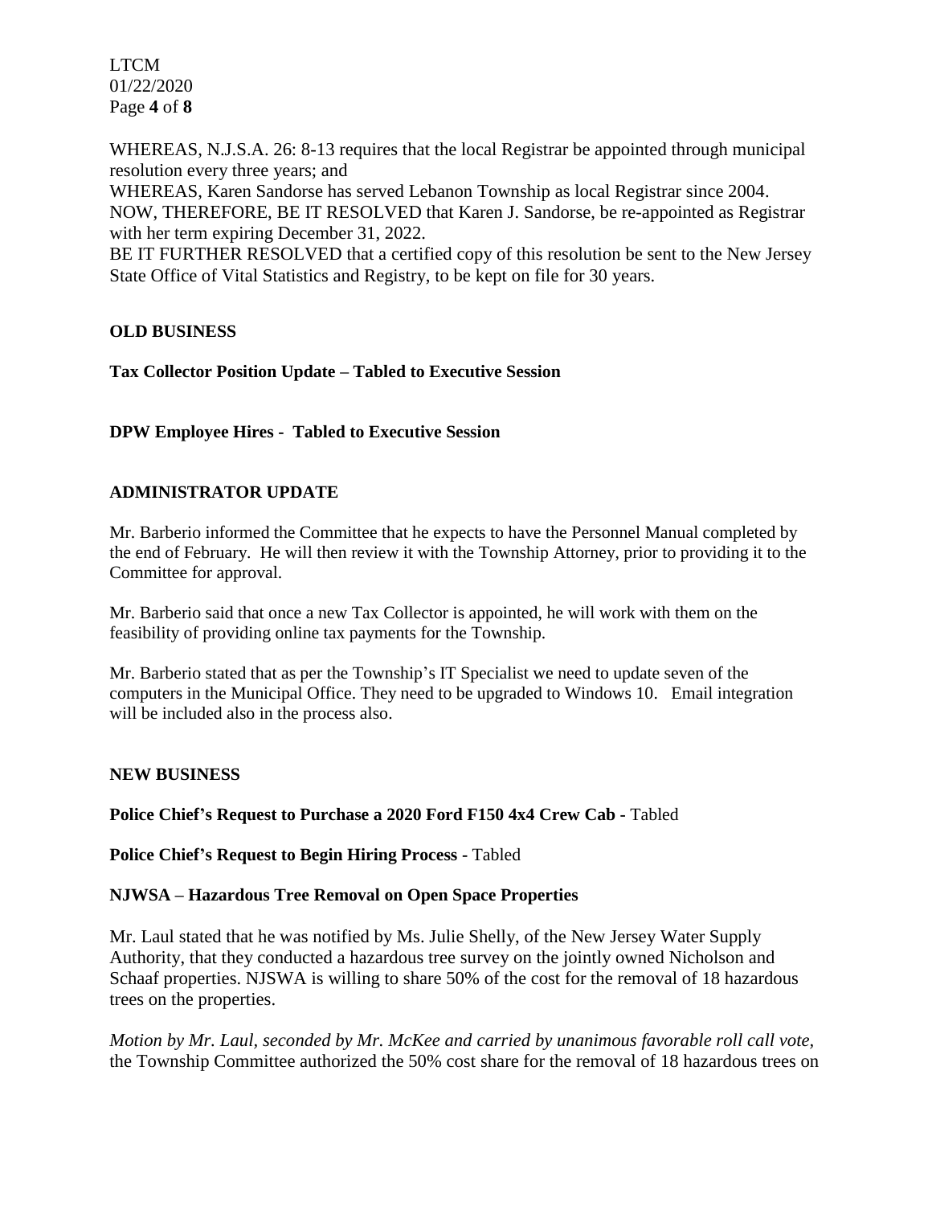WHEREAS, N.J.S.A. 26: 8-13 requires that the local Registrar be appointed through municipal resolution every three years; and

WHEREAS, Karen Sandorse has served Lebanon Township as local Registrar since 2004.

NOW, THEREFORE, BE IT RESOLVED that Karen J. Sandorse, be re-appointed as Registrar with her term expiring December 31, 2022.

BE IT FURTHER RESOLVED that a certified copy of this resolution be sent to the New Jersey State Office of Vital Statistics and Registry, to be kept on file for 30 years.

**OLD BUSINESS**

**Tax Collector Position Update – Tabled to Executive Session**

**DPW Employee Hires - Tabled to Executive Session**

**ADMINISTRATOR UPDATE**

Mr. Barberio informed the Committee that he expects to have the Personnel Manual completed by the end of February. He will then review it with the Township Attorney, prior to providing it to the Committee for approval.

Mr. Barberio said that once a new Tax Collector is appointed, he will work with them on the feasibility of providing online tax payments for the Township.

Mr. Barberio stated that as per the Township's IT Specialist we need to update seven of the computers in the Municipal Office. They need to be upgraded to Windows 10. Email integration will be included also in the process also.

**NEW BUSINESS**

**Police Chief's Request to Purchase a 2020 Ford F150 4x4 Crew Cab -** Tabled

**Police Chief's Request to Begin Hiring Process -** Tabled

**NJWSA – Hazardous Tree Removal on Open Space Properties**

Mr. Laul stated that he was notified by Ms. Julie Shelly, of the New Jersey Water Supply Authority, that they conducted a hazardous tree survey on the jointly owned Nicholson and Schaaf properties. NJSWA is willing to share 50% of the cost for the removal of 18 hazardous trees on the properties.

*Motion by Mr. Laul, seconded by Mr. McKee and carried by unanimous favorable roll call vote,* the Township Committee authorized the 50% cost share for the removal of 18 hazardous trees on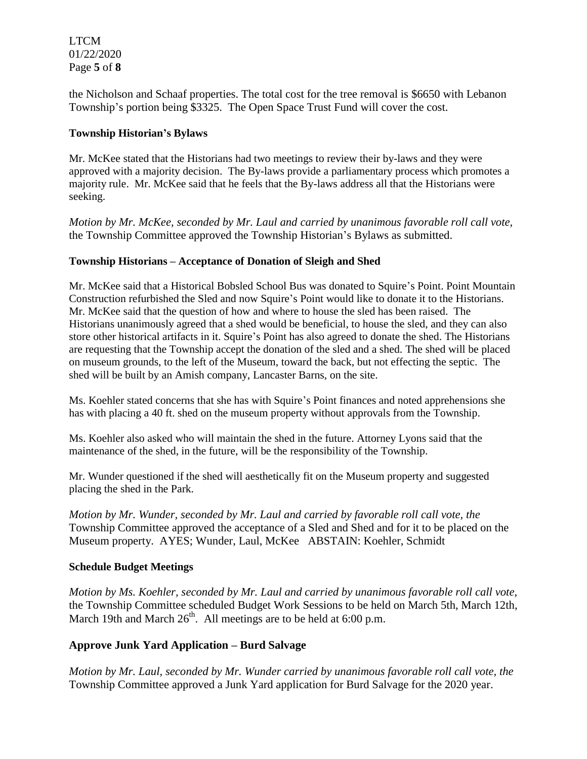the Nicholson and Schaaf properties. The total cost for the tree removal is $6650 with Lebanon Township's portion being $3325. The Open Space Trust Fund will cover the cost.

**Township Historian's Bylaws**

Mr. McKee stated that the Historians had two meetings to review their by-laws and they were approved with a majority decision. The By-laws provide a parliamentary process which promotes a majority rule. Mr. McKee said that he feels that the By-laws address all that the Historians were seeking.

*Motion by Mr. McKee, seconded by Mr. Laul and carried by unanimous favorable roll call vote*, the Township Committee approved the Township Historian's Bylaws as submitted.

**Township Historians – Acceptance of Donation of Sleigh and Shed**

Mr. McKee said that a Historical Bobsled School Bus was donated to Squire's Point. Point Mountain Construction refurbished the Sled and now Squire's Point would like to donate it to the Historians. Mr. McKee said that the question of how and where to house the sled has been raised. The Historians unanimously agreed that a shed would be beneficial, to house the sled, and they can also store other historical artifacts in it. Squire's Point has also agreed to donate the shed. The Historians are requesting that the Township accept the donation of the sled and a shed. The shed will be placed on museum grounds, to the left of the Museum, toward the back, but not effecting the septic. The shed will be built by an Amish company, Lancaster Barns, on the site.

Ms. Koehler stated concerns that she has with Squire's Point finances and noted apprehensions she has with placing a 40 ft. shed on the museum property without approvals from the Township.

Ms. Koehler also asked who will maintain the shed in the future. Attorney Lyons said that the maintenance of the shed, in the future, will be the responsibility of the Township.

Mr. Wunder questioned if the shed will aesthetically fit on the Museum property and suggested placing the shed in the Park.

*Motion by Mr. Wunder, seconded by Mr. Laul and carried by favorable roll call vote, the* Township Committee approved the acceptance of a Sled and Shed and for it to be placed on the Museum property. AYES; Wunder, Laul, McKee ABSTAIN: Koehler, Schmidt

**Schedule Budget Meetings**

*Motion by Ms. Koehler, seconded by Mr. Laul and carried by unanimous favorable roll call vote*, the Township Committee scheduled Budget Work Sessions to be held on March 5th, March 12th, March 19th and March 26th. All meetings are to be held at 6:00 p.m.

## Approve Junk Yard Application – Burd Salvage

*Motion by Mr. Laul, seconded by Mr. Wunder carried by unanimous favorable roll call vote, the* Township Committee approved a Junk Yard application for Burd Salvage for the 2020 year.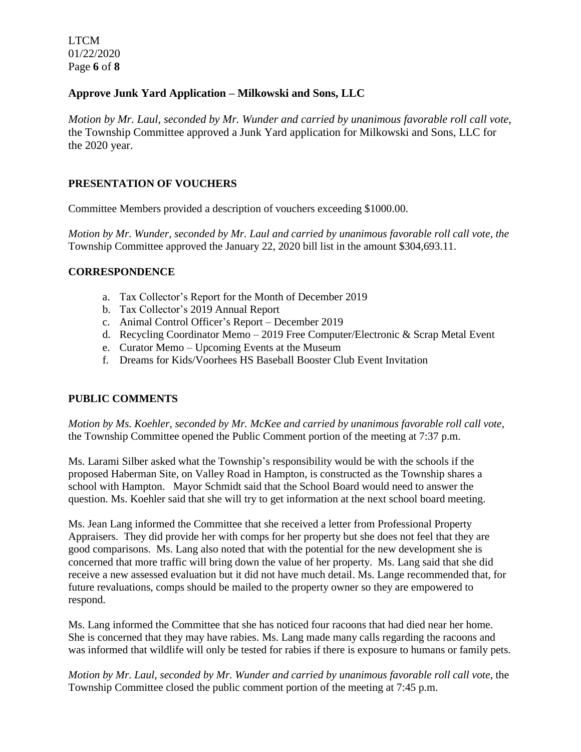**Approve Junk Yard Application – Milkowski and Sons, LLC**

*Motion by Mr. Laul, seconded by Mr. Wunder and carried by unanimous favorable roll call vote,* the Township Committee approved a Junk Yard application for Milkowski and Sons, LLC for the 2020 year.

**PRESENTATION OF VOUCHERS**

Committee Members provided a description of vouchers exceeding $1000.00.

*Motion by Mr. Wunder, seconded by Mr. Laul and carried by unanimous favorable roll call vote, the* Township Committee approved the January 22, 2020 bill list in the amount $304,693.11.

**CORRESPONDENCE**

a. Tax Collector's Report for the Month of December 2019
b. Tax Collector's 2019 Annual Report
c. Animal Control Officer's Report – December 2019
d. Recycling Coordinator Memo – 2019 Free Computer/Electronic & Scrap Metal Event
e. Curator Memo – Upcoming Events at the Museum
f. Dreams for Kids/Voorhees HS Baseball Booster Club Event Invitation

**PUBLIC COMMENTS**

*Motion by Ms. Koehler, seconded by Mr. McKee and carried by unanimous favorable roll call vote,* the Township Committee opened the Public Comment portion of the meeting at 7:37 p.m.

Ms. Larami Silber asked what the Township's responsibility would be with the schools if the proposed Haberman Site, on Valley Road in Hampton, is constructed as the Township shares a school with Hampton. Mayor Schmidt said that the School Board would need to answer the question. Ms. Koehler said that she will try to get information at the next school board meeting.

Ms. Jean Lang informed the Committee that she received a letter from Professional Property Appraisers. They did provide her with comps for her property but she does not feel that they are good comparisons. Ms. Lang also noted that with the potential for the new development she is concerned that more traffic will bring down the value of her property. Ms. Lang said that she did receive a new assessed evaluation but it did not have much detail. Ms. Lange recommended that, for future revaluations, comps should be mailed to the property owner so they are empowered to respond.

Ms. Lang informed the Committee that she has noticed four racoons that had died near her home. She is concerned that they may have rabies. Ms. Lang made many calls regarding the racoons and was informed that wildlife will only be tested for rabies if there is exposure to humans or family pets.

*Motion by Mr. Laul, seconded by Mr. Wunder and carried by unanimous favorable roll call vote*, the Township Committee closed the public comment portion of the meeting at 7:45 p.m.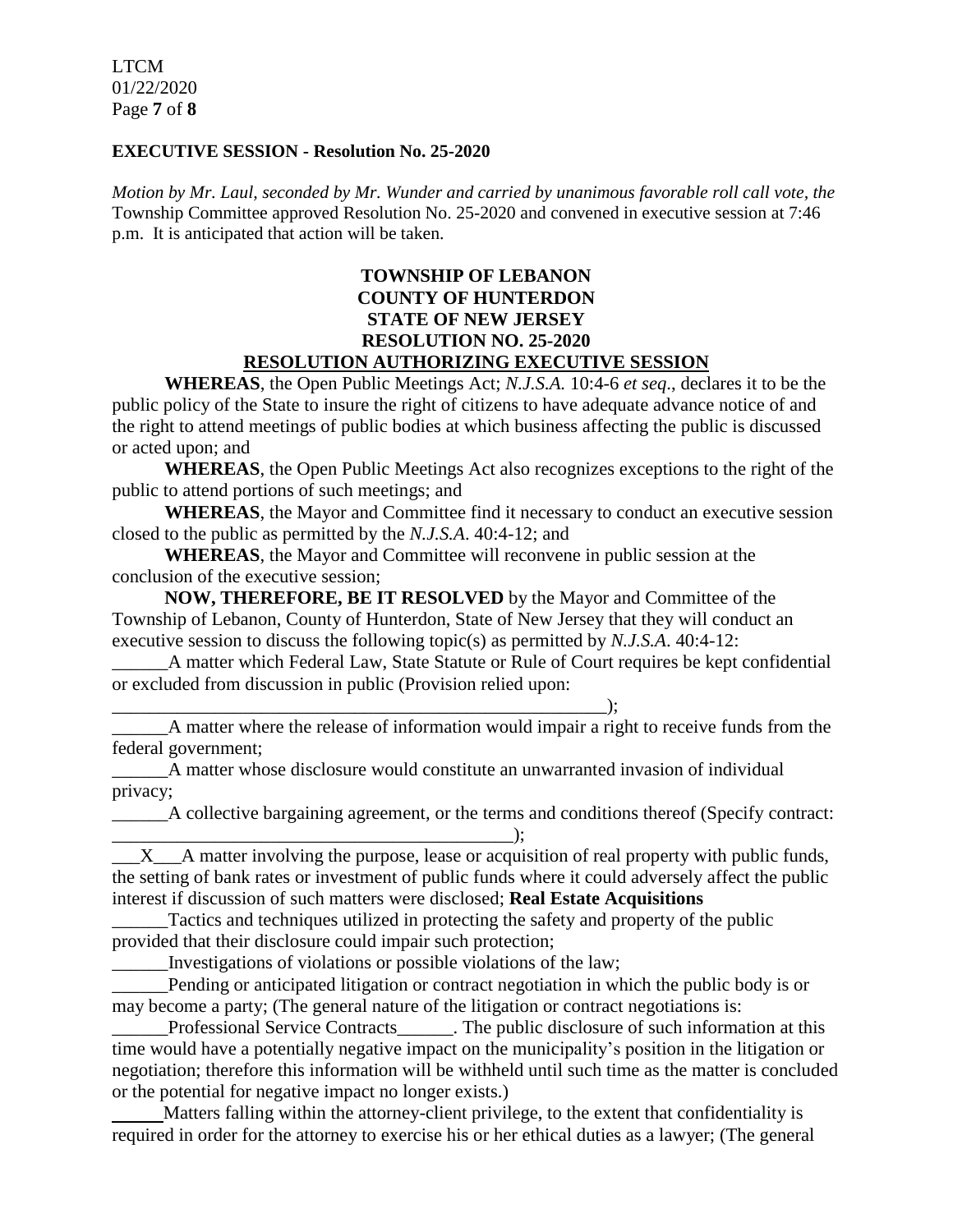**EXECUTIVE SESSION - Resolution No. 25-2020**

*Motion by Mr. Laul, seconded by Mr. Wunder and carried by unanimous favorable roll call vote, the* Township Committee approved Resolution No. 25-2020 and convened in executive session at 7:46 p.m. It is anticipated that action will be taken.

**TOWNSHIP OF LEBANON**
**COUNTY OF HUNTERDON**
**STATE OF NEW JERSEY**
**RESOLUTION NO. 25-2020**
**RESOLUTION AUTHORIZING EXECUTIVE SESSION**

**WHEREAS**, the Open Public Meetings Act; *N.J.S.A.* 10:4-6 *et seq*., declares it to be the public policy of the State to insure the right of citizens to have adequate advance notice of and the right to attend meetings of public bodies at which business affecting the public is discussed or acted upon; and

**WHEREAS**, the Open Public Meetings Act also recognizes exceptions to the right of the public to attend portions of such meetings; and

**WHEREAS**, the Mayor and Committee find it necessary to conduct an executive session closed to the public as permitted by the *N.J.S.A*. 40:4-12; and

**WHEREAS**, the Mayor and Committee will reconvene in public session at the conclusion of the executive session;

**NOW, THEREFORE, BE IT RESOLVED** by the Mayor and Committee of the Township of Lebanon, County of Hunterdon, State of New Jersey that they will conduct an executive session to discuss the following topic(s) as permitted by *N.J.S.A*. 40:4-12:

______A matter which Federal Law, State Statute or Rule of Court requires be kept confidential or excluded from discussion in public (Provision relied upon: _______________________________________________________);

______A matter where the release of information would impair a right to receive funds from the federal government;

______A matter whose disclosure would constitute an unwarranted invasion of individual privacy;

______A collective bargaining agreement, or the terms and conditions thereof (Specify contract: ____________________________________________);

___X___A matter involving the purpose, lease or acquisition of real property with public funds, the setting of bank rates or investment of public funds where it could adversely affect the public interest if discussion of such matters were disclosed; **Real Estate Acquisitions**

______Tactics and techniques utilized in protecting the safety and property of the public provided that their disclosure could impair such protection;

______Investigations of violations or possible violations of the law;

______Pending or anticipated litigation or contract negotiation in which the public body is or may become a party; (The general nature of the litigation or contract negotiations is: ______Professional Service Contracts______. The public disclosure of such information at this time would have a potentially negative impact on the municipality's position in the litigation or negotiation; therefore this information will be withheld until such time as the matter is concluded or the potential for negative impact no longer exists.)

______Matters falling within the attorney-client privilege, to the extent that confidentiality is required in order for the attorney to exercise his or her ethical duties as a lawyer; (The general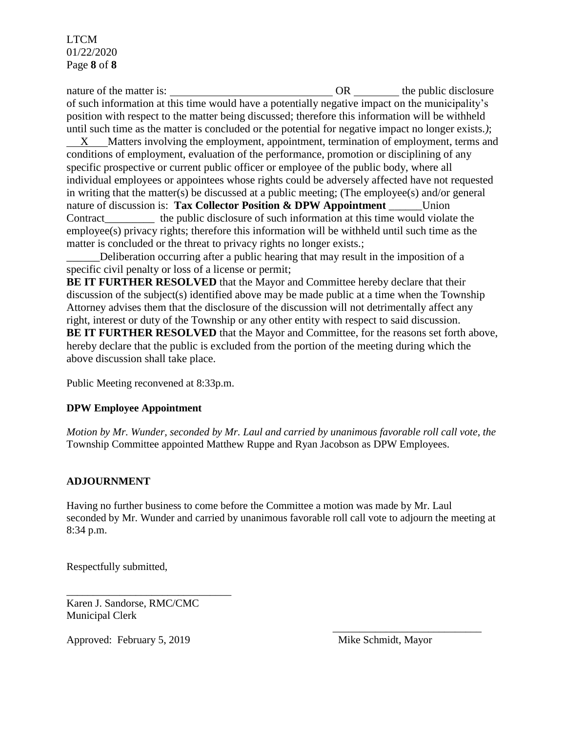nature of the matter is: ______________________________ OR ________ the public disclosure of such information at this time would have a potentially negative impact on the municipality's position with respect to the matter being discussed; therefore this information will be withheld until such time as the matter is concluded or the potential for negative impact no longer exists.*)*;

__X__ Matters involving the employment, appointment, termination of employment, terms and conditions of employment, evaluation of the performance, promotion or disciplining of any specific prospective or current public officer or employee of the public body, where all individual employees or appointees whose rights could be adversely affected have not requested in writing that the matter(s) be discussed at a public meeting; (The employee(s) and/or general nature of discussion is: **Tax Collector Position & DPW Appointment** ______Union Contract_________ the public disclosure of such information at this time would violate the employee(s) privacy rights; therefore this information will be withheld until such time as the matter is concluded or the threat to privacy rights no longer exists.;

______Deliberation occurring after a public hearing that may result in the imposition of a specific civil penalty or loss of a license or permit;

**BE IT FURTHER RESOLVED** that the Mayor and Committee hereby declare that their discussion of the subject(s) identified above may be made public at a time when the Township Attorney advises them that the disclosure of the discussion will not detrimentally affect any right, interest or duty of the Township or any other entity with respect to said discussion.

**BE IT FURTHER RESOLVED** that the Mayor and Committee, for the reasons set forth above, hereby declare that the public is excluded from the portion of the meeting during which the above discussion shall take place.

Public Meeting reconvened at 8:33p.m.

**DPW Employee Appointment**

*Motion by Mr. Wunder, seconded by Mr. Laul and carried by unanimous favorable roll call vote, the* Township Committee appointed Matthew Ruppe and Ryan Jacobson as DPW Employees.

**ADJOURNMENT**

Having no further business to come before the Committee a motion was made by Mr. Laul seconded by Mr. Wunder and carried by unanimous favorable roll call vote to adjourn the meeting at 8:34 p.m.

Respectfully submitted,

_______________________________
Karen J. Sandorse, RMC/CMC
Municipal Clerk

_____________________________
Mike Schmidt, Mayor

Approved: February 5, 2019